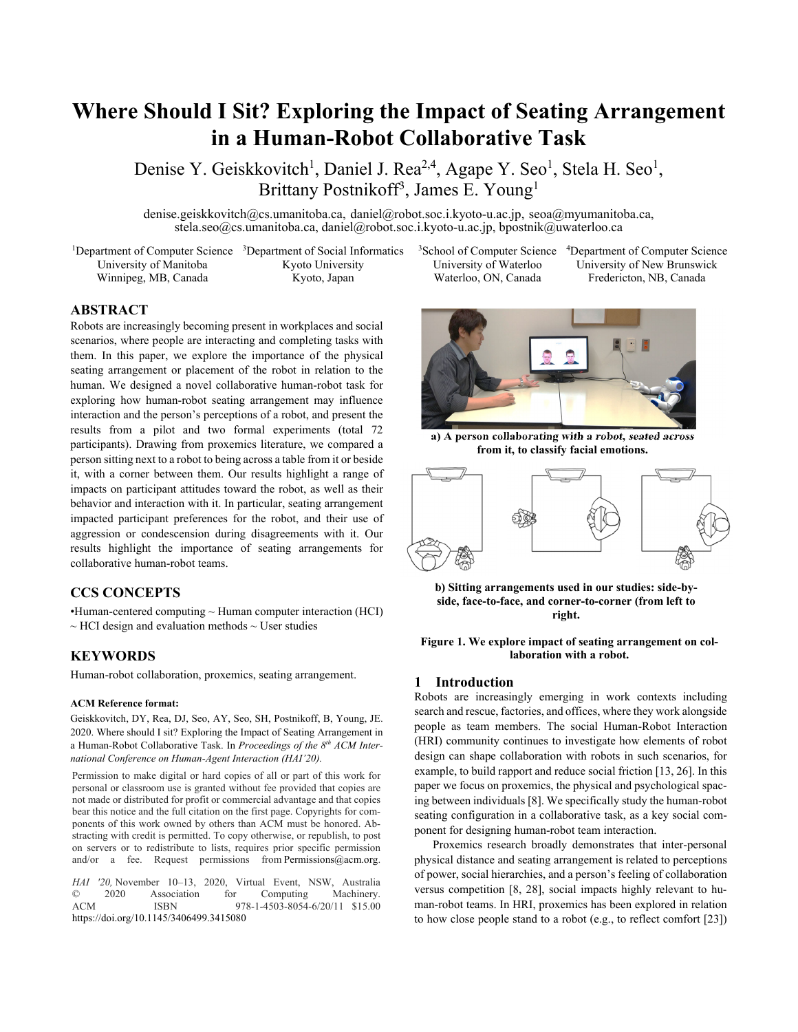# Where Should I Sit? Exploring the Impact of Seating Arrangement in a Human-Robot Collaborative Task

Denise Y. Geiskkovitch[1], Daniel J. Rea[2,4], Agape Y. Seo[1], Stela H. Seo[1], Brittany Postnikoff[3], James E. Young[1]

denise.geiskkovitch@cs.umanitoba.ca, daniel@robot.soc.i.kyoto-u.ac.jp, seoa@myumanitoba.ca, stela.seo@cs.umanitoba.ca, daniel@robot.soc.i.kyoto-u.ac.jp, bpostnik@uwaterloo.ca

[1]Department of Computer Science, University of Manitoba, Winnipeg, MB, Canada
[3]Department of Social Informatics, Kyoto University, Kyoto, Japan
[3]School of Computer Science, University of Waterloo, Waterloo, ON, Canada
[4]Department of Computer Science, University of New Brunswick, Fredericton, NB, Canada

## ABSTRACT

Robots are increasingly becoming present in workplaces and social scenarios, where people are interacting and completing tasks with them. In this paper, we explore the importance of the physical seating arrangement or placement of the robot in relation to the human. We designed a novel collaborative human-robot task for exploring how human-robot seating arrangement may influence interaction and the person's perceptions of a robot, and present the results from a pilot and two formal experiments (total 72 participants). Drawing from proxemics literature, we compared a person sitting next to a robot to being across a table from it or beside it, with a corner between them. Our results highlight a range of impacts on participant attitudes toward the robot, as well as their behavior and interaction with it. In particular, seating arrangement impacted participant preferences for the robot, and their use of aggression or condescension during disagreements with it. Our results highlight the importance of seating arrangements for collaborative human-robot teams.

## CCS CONCEPTS

•Human-centered computing ~ Human computer interaction (HCI) ~ HCI design and evaluation methods ~ User studies

## KEYWORDS

Human-robot collaboration, proxemics, seating arrangement.

**ACM Reference format:**

Geiskkovitch, DY, Rea, DJ, Seo, AY, Seo, SH, Postnikoff, B, Young, JE. 2020. Where should I sit? Exploring the Impact of Seating Arrangement in a Human-Robot Collaborative Task. In *Proceedings of the 8th ACM International Conference on Human-Agent Interaction (HAI'20).*

Permission to make digital or hard copies of all or part of this work for personal or classroom use is granted without fee provided that copies are not made or distributed for profit or commercial advantage and that copies bear this notice and the full citation on the first page. Copyrights for components of this work owned by others than ACM must be honored. Abstracting with credit is permitted. To copy otherwise, or republish, to post on servers or to redistribute to lists, requires prior specific permission and/or a fee. Request permissions from Permissions@acm.org.

*HAI '20,* November 10–13, 2020, Virtual Event, NSW, Australia
© 2020 Association for Computing Machinery.
ACM ISBN 978-1-4503-8054-6/20/11 $15.00
https://doi.org/10.1145/3406499.3415080

**a) A person collaborating with a robot, seated across from it, to classify facial emotions.**

**b) Sitting arrangements used in our studies: side-by-side, face-to-face, and corner-to-corner (from left to right.**

**Figure 1. We explore impact of seating arrangement on collaboration with a robot.**

## 1 Introduction

Robots are increasingly emerging in work contexts including search and rescue, factories, and offices, where they work alongside people as team members. The social Human-Robot Interaction (HRI) community continues to investigate how elements of robot design can shape collaboration with robots in such scenarios, for example, to build rapport and reduce social friction [13, 26]. In this paper we focus on proxemics, the physical and psychological spacing between individuals [8]. We specifically study the human-robot seating configuration in a collaborative task, as a key social component for designing human-robot team interaction.

Proxemics research broadly demonstrates that inter-personal physical distance and seating arrangement is related to perceptions of power, social hierarchies, and a person's feeling of collaboration versus competition [8, 28], social impacts highly relevant to human-robot teams. In HRI, proxemics has been explored in relation to how close people stand to a robot (e.g., to reflect comfort [23])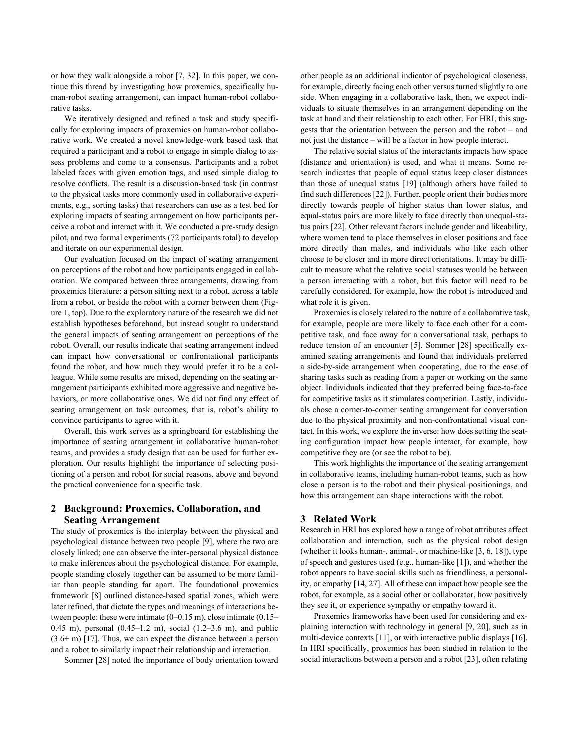or how they walk alongside a robot [7, 32]. In this paper, we continue this thread by investigating how proxemics, specifically human-robot seating arrangement, can impact human-robot collaborative tasks.

We iteratively designed and refined a task and study specifically for exploring impacts of proxemics on human-robot collaborative work. We created a novel knowledge-work based task that required a participant and a robot to engage in simple dialog to assess problems and come to a consensus. Participants and a robot labeled faces with given emotion tags, and used simple dialog to resolve conflicts. The result is a discussion-based task (in contrast to the physical tasks more commonly used in collaborative experiments, e.g., sorting tasks) that researchers can use as a test bed for exploring impacts of seating arrangement on how participants perceive a robot and interact with it. We conducted a pre-study design pilot, and two formal experiments (72 participants total) to develop and iterate on our experimental design.

Our evaluation focused on the impact of seating arrangement on perceptions of the robot and how participants engaged in collaboration. We compared between three arrangements, drawing from proxemics literature: a person sitting next to a robot, across a table from a robot, or beside the robot with a corner between them (Figure 1, top). Due to the exploratory nature of the research we did not establish hypotheses beforehand, but instead sought to understand the general impacts of seating arrangement on perceptions of the robot. Overall, our results indicate that seating arrangement indeed can impact how conversational or confrontational participants found the robot, and how much they would prefer it to be a colleague. While some results are mixed, depending on the seating arrangement participants exhibited more aggressive and negative behaviors, or more collaborative ones. We did not find any effect of seating arrangement on task outcomes, that is, robot's ability to convince participants to agree with it.

Overall, this work serves as a springboard for establishing the importance of seating arrangement in collaborative human-robot teams, and provides a study design that can be used for further exploration. Our results highlight the importance of selecting positioning of a person and robot for social reasons, above and beyond the practical convenience for a specific task.

## 2 Background: Proxemics, Collaboration, and Seating Arrangement

The study of proxemics is the interplay between the physical and psychological distance between two people [9], where the two are closely linked; one can observe the inter-personal physical distance to make inferences about the psychological distance. For example, people standing closely together can be assumed to be more familiar than people standing far apart. The foundational proxemics framework [8] outlined distance-based spatial zones, which were later refined, that dictate the types and meanings of interactions between people: these were intimate (0–0.15 m), close intimate (0.15–0.45 m), personal (0.45–1.2 m), social (1.2–3.6 m), and public (3.6+ m) [17]. Thus, we can expect the distance between a person and a robot to similarly impact their relationship and interaction.

Sommer [28] noted the importance of body orientation toward other people as an additional indicator of psychological closeness, for example, directly facing each other versus turned slightly to one side. When engaging in a collaborative task, then, we expect individuals to situate themselves in an arrangement depending on the task at hand and their relationship to each other. For HRI, this suggests that the orientation between the person and the robot – and not just the distance – will be a factor in how people interact.

The relative social status of the interactants impacts how space (distance and orientation) is used, and what it means. Some research indicates that people of equal status keep closer distances than those of unequal status [19] (although others have failed to find such differences [22]). Further, people orient their bodies more directly towards people of higher status than lower status, and equal-status pairs are more likely to face directly than unequal-status pairs [22]. Other relevant factors include gender and likeability, where women tend to place themselves in closer positions and face more directly than males, and individuals who like each other choose to be closer and in more direct orientations. It may be difficult to measure what the relative social statuses would be between a person interacting with a robot, but this factor will need to be carefully considered, for example, how the robot is introduced and what role it is given.

Proxemics is closely related to the nature of a collaborative task, for example, people are more likely to face each other for a competitive task, and face away for a conversational task, perhaps to reduce tension of an encounter [5]. Sommer [28] specifically examined seating arrangements and found that individuals preferred a side-by-side arrangement when cooperating, due to the ease of sharing tasks such as reading from a paper or working on the same object. Individuals indicated that they preferred being face-to-face for competitive tasks as it stimulates competition. Lastly, individuals chose a corner-to-corner seating arrangement for conversation due to the physical proximity and non-confrontational visual contact. In this work, we explore the inverse: how does setting the seating configuration impact how people interact, for example, how competitive they are (or see the robot to be).

This work highlights the importance of the seating arrangement in collaborative teams, including human-robot teams, such as how close a person is to the robot and their physical positionings, and how this arrangement can shape interactions with the robot.

## 3 Related Work

Research in HRI has explored how a range of robot attributes affect collaboration and interaction, such as the physical robot design (whether it looks human-, animal-, or machine-like [3, 6, 18]), type of speech and gestures used (e.g., human-like [1]), and whether the robot appears to have social skills such as friendliness, a personality, or empathy [14, 27]. All of these can impact how people see the robot, for example, as a social other or collaborator, how positively they see it, or experience sympathy or empathy toward it.

Proxemics frameworks have been used for considering and explaining interaction with technology in general [9, 20], such as in multi-device contexts [11], or with interactive public displays [16]. In HRI specifically, proxemics has been studied in relation to the social interactions between a person and a robot [23], often relating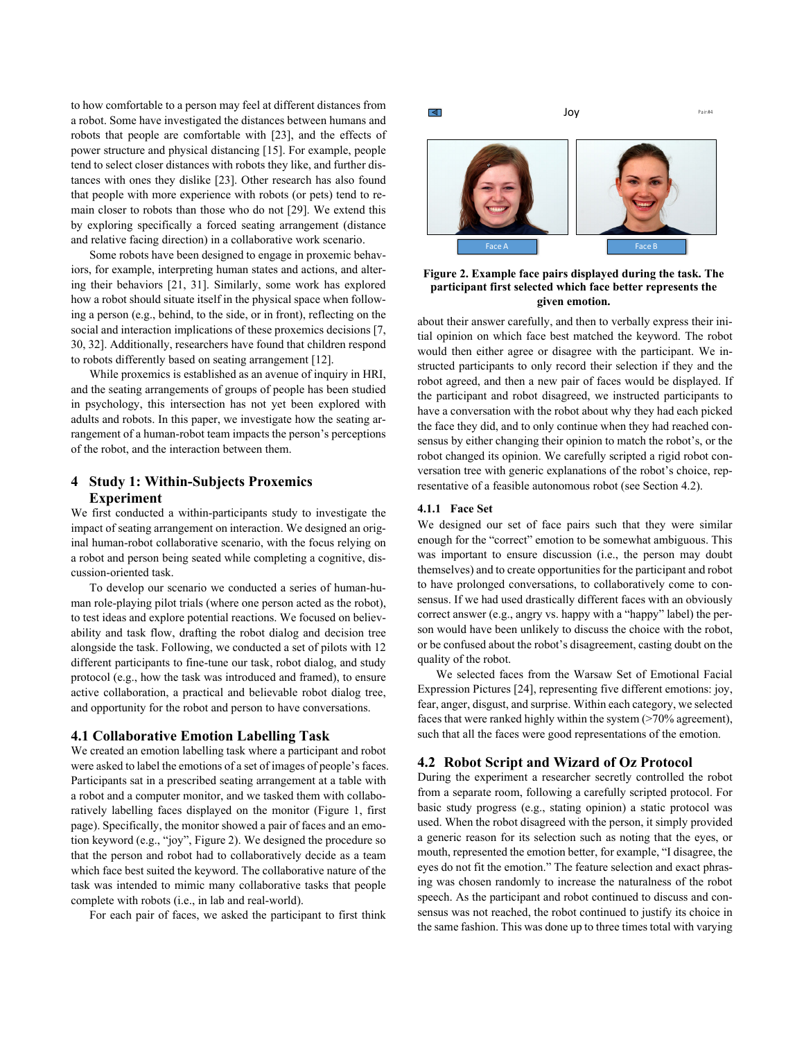to how comfortable to a person may feel at different distances from a robot. Some have investigated the distances between humans and robots that people are comfortable with [23], and the effects of power structure and physical distancing [15]. For example, people tend to select closer distances with robots they like, and further distances with ones they dislike [23]. Other research has also found that people with more experience with robots (or pets) tend to remain closer to robots than those who do not [29]. We extend this by exploring specifically a forced seating arrangement (distance and relative facing direction) in a collaborative work scenario.

Some robots have been designed to engage in proxemic behaviors, for example, interpreting human states and actions, and altering their behaviors [21, 31]. Similarly, some work has explored how a robot should situate itself in the physical space when following a person (e.g., behind, to the side, or in front), reflecting on the social and interaction implications of these proxemics decisions [7, 30, 32]. Additionally, researchers have found that children respond to robots differently based on seating arrangement [12].

While proxemics is established as an avenue of inquiry in HRI, and the seating arrangements of groups of people has been studied in psychology, this intersection has not yet been explored with adults and robots. In this paper, we investigate how the seating arrangement of a human-robot team impacts the person's perceptions of the robot, and the interaction between them.

# 4 Study 1: Within-Subjects Proxemics Experiment

We first conducted a within-participants study to investigate the impact of seating arrangement on interaction. We designed an original human-robot collaborative scenario, with the focus relying on a robot and person being seated while completing a cognitive, discussion-oriented task.

To develop our scenario we conducted a series of human-human role-playing pilot trials (where one person acted as the robot), to test ideas and explore potential reactions. We focused on believability and task flow, drafting the robot dialog and decision tree alongside the task. Following, we conducted a set of pilots with 12 different participants to fine-tune our task, robot dialog, and study protocol (e.g., how the task was introduced and framed), to ensure active collaboration, a practical and believable robot dialog tree, and opportunity for the robot and person to have conversations.

## 4.1 Collaborative Emotion Labelling Task

We created an emotion labelling task where a participant and robot were asked to label the emotions of a set of images of people's faces. Participants sat in a prescribed seating arrangement at a table with a robot and a computer monitor, and we tasked them with collaboratively labelling faces displayed on the monitor (Figure 1, first page). Specifically, the monitor showed a pair of faces and an emotion keyword (e.g., "joy", Figure 2). We designed the procedure so that the person and robot had to collaboratively decide as a team which face best suited the keyword. The collaborative nature of the task was intended to mimic many collaborative tasks that people complete with robots (i.e., in lab and real-world).

For each pair of faces, we asked the participant to first think about their answer carefully, and then to verbally express their initial opinion on which face best matched the keyword. The robot would then either agree or disagree with the participant. We instructed participants to only record their selection if they and the robot agreed, and then a new pair of faces would be displayed. If the participant and robot disagreed, we instructed participants to have a conversation with the robot about why they had each picked the face they did, and to only continue when they had reached consensus by either changing their opinion to match the robot's, or the robot changed its opinion. We carefully scripted a rigid robot conversation tree with generic explanations of the robot's choice, representative of a feasible autonomous robot (see Section 4.2).

**Figure 2. Example face pairs displayed during the task. The participant first selected which face better represents the given emotion.**

### 4.1.1 Face Set

We designed our set of face pairs such that they were similar enough for the "correct" emotion to be somewhat ambiguous. This was important to ensure discussion (i.e., the person may doubt themselves) and to create opportunities for the participant and robot to have prolonged conversations, to collaboratively come to consensus. If we had used drastically different faces with an obviously correct answer (e.g., angry vs. happy with a "happy" label) the person would have been unlikely to discuss the choice with the robot, or be confused about the robot's disagreement, casting doubt on the quality of the robot.

We selected faces from the Warsaw Set of Emotional Facial Expression Pictures [24], representing five different emotions: joy, fear, anger, disgust, and surprise. Within each category, we selected faces that were ranked highly within the system (>70% agreement), such that all the faces were good representations of the emotion.

## 4.2 Robot Script and Wizard of Oz Protocol

During the experiment a researcher secretly controlled the robot from a separate room, following a carefully scripted protocol. For basic study progress (e.g., stating opinion) a static protocol was used. When the robot disagreed with the person, it simply provided a generic reason for its selection such as noting that the eyes, or mouth, represented the emotion better, for example, "I disagree, the eyes do not fit the emotion." The feature selection and exact phrasing was chosen randomly to increase the naturalness of the robot speech. As the participant and robot continued to discuss and consensus was not reached, the robot continued to justify its choice in the same fashion. This was done up to three times total with varying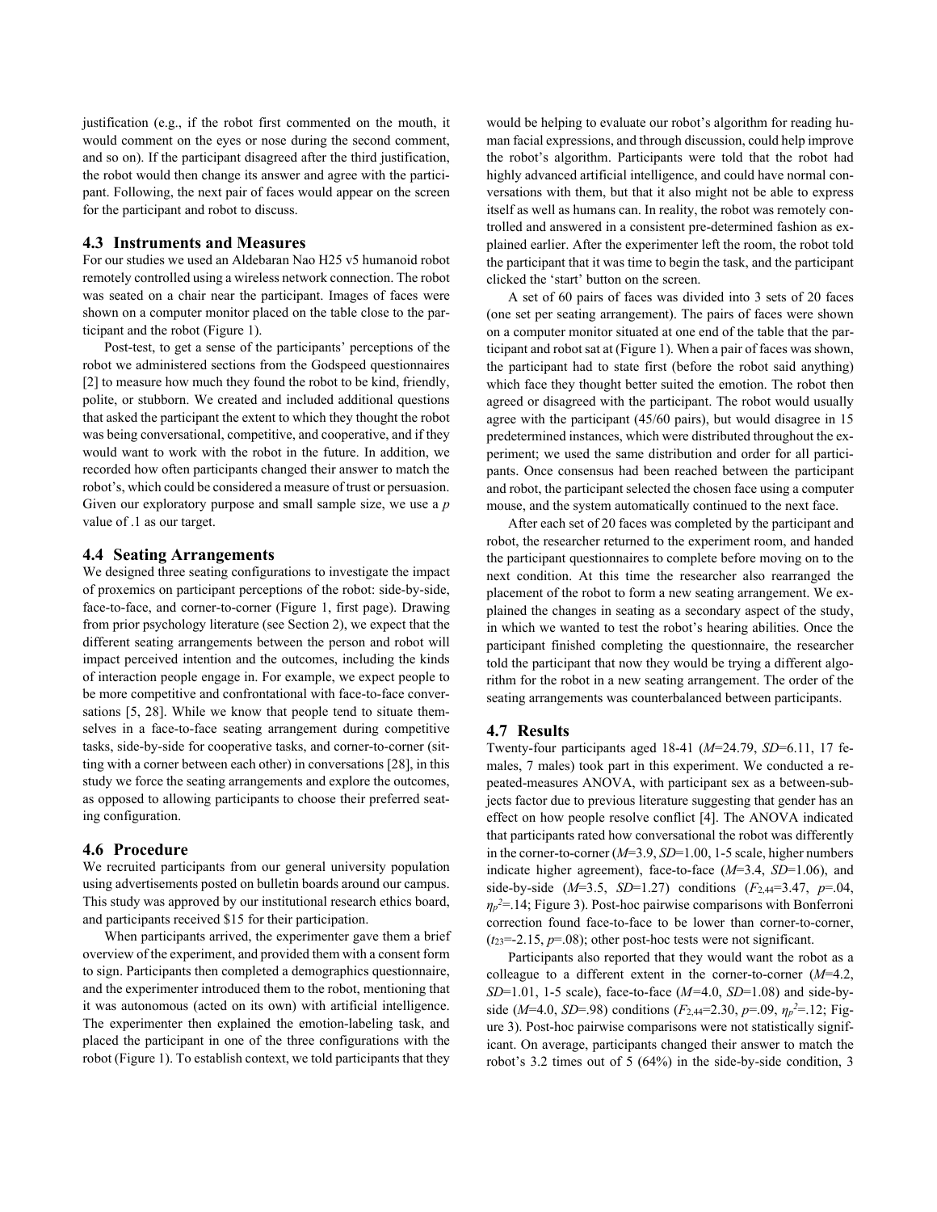justification (e.g., if the robot first commented on the mouth, it would comment on the eyes or nose during the second comment, and so on). If the participant disagreed after the third justification, the robot would then change its answer and agree with the participant. Following, the next pair of faces would appear on the screen for the participant and robot to discuss.

### 4.3 Instruments and Measures

For our studies we used an Aldebaran Nao H25 v5 humanoid robot remotely controlled using a wireless network connection. The robot was seated on a chair near the participant. Images of faces were shown on a computer monitor placed on the table close to the participant and the robot (Figure 1).

Post-test, to get a sense of the participants' perceptions of the robot we administered sections from the Godspeed questionnaires [2] to measure how much they found the robot to be kind, friendly, polite, or stubborn. We created and included additional questions that asked the participant the extent to which they thought the robot was being conversational, competitive, and cooperative, and if they would want to work with the robot in the future. In addition, we recorded how often participants changed their answer to match the robot's, which could be considered a measure of trust or persuasion. Given our exploratory purpose and small sample size, we use a *p* value of .1 as our target.

### 4.4 Seating Arrangements

We designed three seating configurations to investigate the impact of proxemics on participant perceptions of the robot: side-by-side, face-to-face, and corner-to-corner (Figure 1, first page). Drawing from prior psychology literature (see Section 2), we expect that the different seating arrangements between the person and robot will impact perceived intention and the outcomes, including the kinds of interaction people engage in. For example, we expect people to be more competitive and confrontational with face-to-face conversations [5, 28]. While we know that people tend to situate themselves in a face-to-face seating arrangement during competitive tasks, side-by-side for cooperative tasks, and corner-to-corner (sitting with a corner between each other) in conversations [28], in this study we force the seating arrangements and explore the outcomes, as opposed to allowing participants to choose their preferred seating configuration.

### 4.6 Procedure

We recruited participants from our general university population using advertisements posted on bulletin boards around our campus. This study was approved by our institutional research ethics board, and participants received $15 for their participation.

When participants arrived, the experimenter gave them a brief overview of the experiment, and provided them with a consent form to sign. Participants then completed a demographics questionnaire, and the experimenter introduced them to the robot, mentioning that it was autonomous (acted on its own) with artificial intelligence. The experimenter then explained the emotion-labeling task, and placed the participant in one of the three configurations with the robot (Figure 1). To establish context, we told participants that they would be helping to evaluate our robot's algorithm for reading human facial expressions, and through discussion, could help improve the robot's algorithm. Participants were told that the robot had highly advanced artificial intelligence, and could have normal conversations with them, but that it also might not be able to express itself as well as humans can. In reality, the robot was remotely controlled and answered in a consistent pre-determined fashion as explained earlier. After the experimenter left the room, the robot told the participant that it was time to begin the task, and the participant clicked the 'start' button on the screen.

A set of 60 pairs of faces was divided into 3 sets of 20 faces (one set per seating arrangement). The pairs of faces were shown on a computer monitor situated at one end of the table that the participant and robot sat at (Figure 1). When a pair of faces was shown, the participant had to state first (before the robot said anything) which face they thought better suited the emotion. The robot then agreed or disagreed with the participant. The robot would usually agree with the participant (45/60 pairs), but would disagree in 15 predetermined instances, which were distributed throughout the experiment; we used the same distribution and order for all participants. Once consensus had been reached between the participant and robot, the participant selected the chosen face using a computer mouse, and the system automatically continued to the next face.

After each set of 20 faces was completed by the participant and robot, the researcher returned to the experiment room, and handed the participant questionnaires to complete before moving on to the next condition. At this time the researcher also rearranged the placement of the robot to form a new seating arrangement. We explained the changes in seating as a secondary aspect of the study, in which we wanted to test the robot's hearing abilities. Once the participant finished completing the questionnaire, the researcher told the participant that now they would be trying a different algorithm for the robot in a new seating arrangement. The order of the seating arrangements was counterbalanced between participants.

### 4.7 Results

Twenty-four participants aged 18-41 ($M$=24.79, $SD$=6.11, 17 females, 7 males) took part in this experiment. We conducted a repeated-measures ANOVA, with participant sex as a between-subjects factor due to previous literature suggesting that gender has an effect on how people resolve conflict [4]. The ANOVA indicated that participants rated how conversational the robot was differently in the corner-to-corner ($M$=3.9, $SD$=1.00, 1-5 scale, higher numbers indicate higher agreement), face-to-face ($M$=3.4, $SD$=1.06), and side-by-side ($M$=3.5, $SD$=1.27) conditions ($F_{2,44}$=3.47, $p$=.04, $\eta_p^2$=.14; Figure 3). Post-hoc pairwise comparisons with Bonferroni correction found face-to-face to be lower than corner-to-corner, ($t_{23}$=-2.15, $p$=.08); other post-hoc tests were not significant.

Participants also reported that they would want the robot as a colleague to a different extent in the corner-to-corner ($M$=4.2, $SD$=1.01, 1-5 scale), face-to-face ($M$=4.0, $SD$=1.08) and side-by-side ($M$=4.0, $SD$=.98) conditions ($F_{2,44}$=2.30, $p$=.09, $\eta_p^2$=.12; Figure 3). Post-hoc pairwise comparisons were not statistically significant. On average, participants changed their answer to match the robot's 3.2 times out of 5 (64%) in the side-by-side condition, 3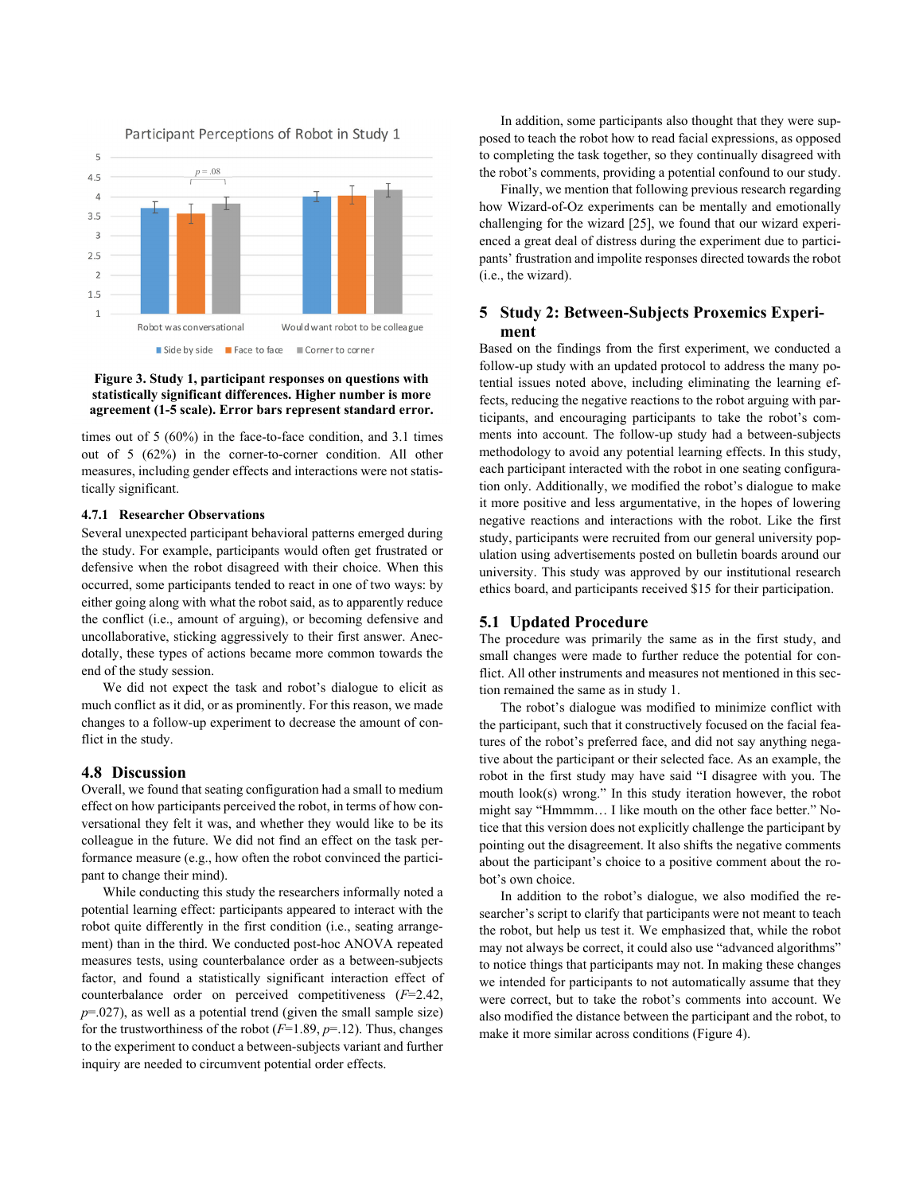**Figure 3. Study 1, participant responses on questions with statistically significant differences. Higher number is more agreement (1-5 scale). Error bars represent standard error.**

times out of 5 (60%) in the face-to-face condition, and 3.1 times out of 5 (62%) in the corner-to-corner condition. All other measures, including gender effects and interactions were not statistically significant.

#### 4.7.1 Researcher Observations

Several unexpected participant behavioral patterns emerged during the study. For example, participants would often get frustrated or defensive when the robot disagreed with their choice. When this occurred, some participants tended to react in one of two ways: by either going along with what the robot said, as to apparently reduce the conflict (i.e., amount of arguing), or becoming defensive and uncollaborative, sticking aggressively to their first answer. Anecdotally, these types of actions became more common towards the end of the study session.

We did not expect the task and robot's dialogue to elicit as much conflict as it did, or as prominently. For this reason, we made changes to a follow-up experiment to decrease the amount of conflict in the study.

### 4.8 Discussion

Overall, we found that seating configuration had a small to medium effect on how participants perceived the robot, in terms of how conversational they felt it was, and whether they would like to be its colleague in the future. We did not find an effect on the task performance measure (e.g., how often the robot convinced the participant to change their mind).

While conducting this study the researchers informally noted a potential learning effect: participants appeared to interact with the robot quite differently in the first condition (i.e., seating arrangement) than in the third. We conducted post-hoc ANOVA repeated measures tests, using counterbalance order as a between-subjects factor, and found a statistically significant interaction effect of counterbalance order on perceived competitiveness ($F$=2.42, $p$=.027), as well as a potential trend (given the small sample size) for the trustworthiness of the robot ($F$=1.89, $p$=.12). Thus, changes to the experiment to conduct a between-subjects variant and further inquiry are needed to circumvent potential order effects.

In addition, some participants also thought that they were supposed to teach the robot how to read facial expressions, as opposed to completing the task together, so they continually disagreed with the robot's comments, providing a potential confound to our study.

Finally, we mention that following previous research regarding how Wizard-of-Oz experiments can be mentally and emotionally challenging for the wizard [25], we found that our wizard experienced a great deal of distress during the experiment due to participants' frustration and impolite responses directed towards the robot (i.e., the wizard).

## 5 Study 2: Between-Subjects Proxemics Experiment

Based on the findings from the first experiment, we conducted a follow-up study with an updated protocol to address the many potential issues noted above, including eliminating the learning effects, reducing the negative reactions to the robot arguing with participants, and encouraging participants to take the robot's comments into account. The follow-up study had a between-subjects methodology to avoid any potential learning effects. In this study, each participant interacted with the robot in one seating configuration only. Additionally, we modified the robot's dialogue to make it more positive and less argumentative, in the hopes of lowering negative reactions and interactions with the robot. Like the first study, participants were recruited from our general university population using advertisements posted on bulletin boards around our university. This study was approved by our institutional research ethics board, and participants received $15 for their participation.

### 5.1 Updated Procedure

The procedure was primarily the same as in the first study, and small changes were made to further reduce the potential for conflict. All other instruments and measures not mentioned in this section remained the same as in study 1.

The robot's dialogue was modified to minimize conflict with the participant, such that it constructively focused on the facial features of the robot's preferred face, and did not say anything negative about the participant or their selected face. As an example, the robot in the first study may have said "I disagree with you. The mouth look(s) wrong." In this study iteration however, the robot might say "Hmmmm… I like mouth on the other face better." Notice that this version does not explicitly challenge the participant by pointing out the disagreement. It also shifts the negative comments about the participant's choice to a positive comment about the robot's own choice.

In addition to the robot's dialogue, we also modified the researcher's script to clarify that participants were not meant to teach the robot, but help us test it. We emphasized that, while the robot may not always be correct, it could also use "advanced algorithms" to notice things that participants may not. In making these changes we intended for participants to not automatically assume that they were correct, but to take the robot's comments into account. We also modified the distance between the participant and the robot, to make it more similar across conditions (Figure 4).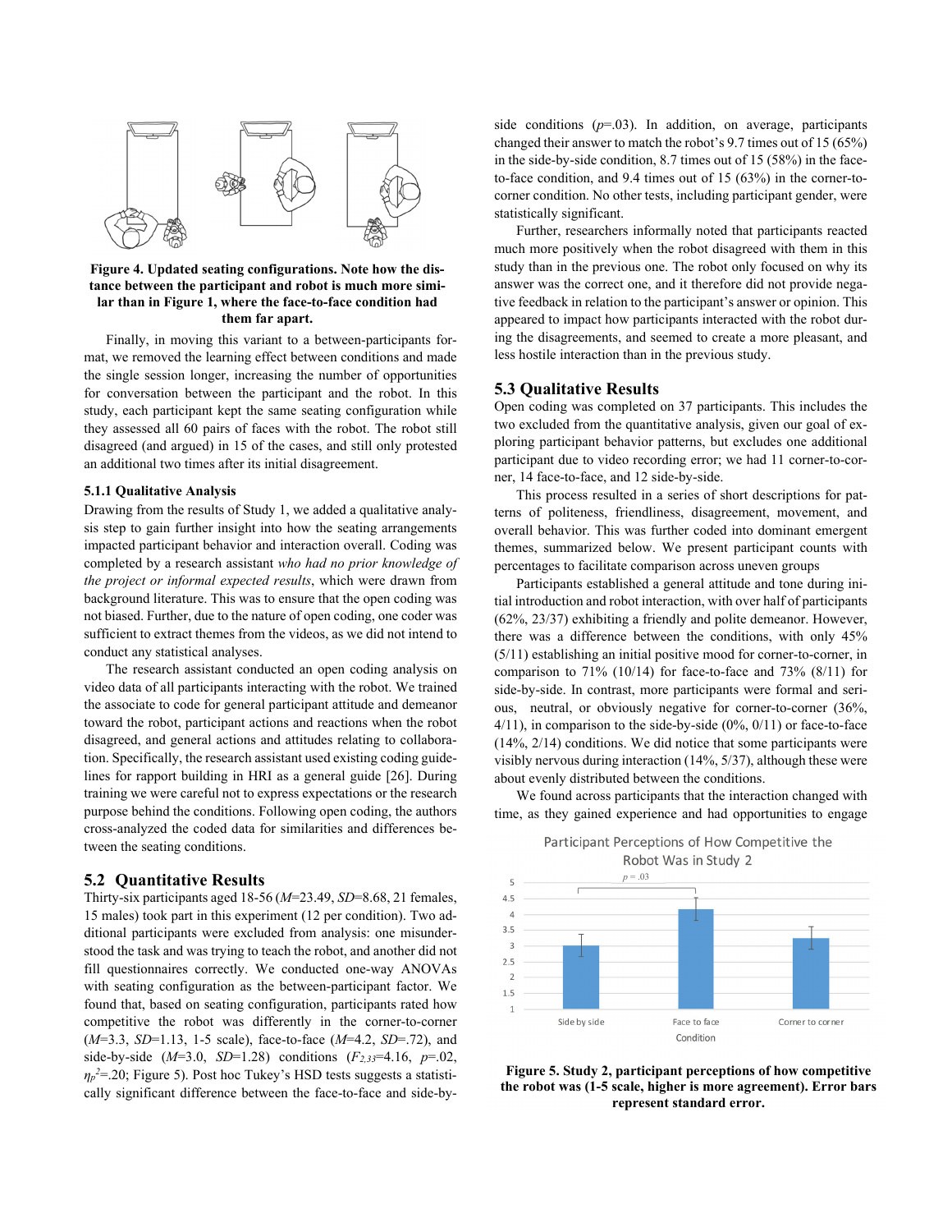**Figure 4. Updated seating configurations. Note how the distance between the participant and robot is much more similar than in Figure 1, where the face-to-face condition had them far apart.**

Finally, in moving this variant to a between-participants format, we removed the learning effect between conditions and made the single session longer, increasing the number of opportunities for conversation between the participant and the robot. In this study, each participant kept the same seating configuration while they assessed all 60 pairs of faces with the robot. The robot still disagreed (and argued) in 15 of the cases, and still only protested an additional two times after its initial disagreement.

### 5.1.1 Qualitative Analysis

Drawing from the results of Study 1, we added a qualitative analysis step to gain further insight into how the seating arrangements impacted participant behavior and interaction overall. Coding was completed by a research assistant *who had no prior knowledge of the project or informal expected results*, which were drawn from background literature. This was to ensure that the open coding was not biased. Further, due to the nature of open coding, one coder was sufficient to extract themes from the videos, as we did not intend to conduct any statistical analyses.

The research assistant conducted an open coding analysis on video data of all participants interacting with the robot. We trained the associate to code for general participant attitude and demeanor toward the robot, participant actions and reactions when the robot disagreed, and general actions and attitudes relating to collaboration. Specifically, the research assistant used existing coding guidelines for rapport building in HRI as a general guide [26]. During training we were careful not to express expectations or the research purpose behind the conditions. Following open coding, the authors cross-analyzed the coded data for similarities and differences between the seating conditions.

## 5.2 Quantitative Results

Thirty-six participants aged 18-56 ($M$=23.49, $SD$=8.68, 21 females, 15 males) took part in this experiment (12 per condition). Two additional participants were excluded from analysis: one misunderstood the task and was trying to teach the robot, and another did not fill questionnaires correctly. We conducted one-way ANOVAs with seating configuration as the between-participant factor. We found that, based on seating configuration, participants rated how competitive the robot was differently in the corner-to-corner ($M$=3.3, $SD$=1.13, 1-5 scale), face-to-face ($M$=4.2, $SD$=.72), and side-by-side ($M$=3.0, $SD$=1.28) conditions ($F_{2,33}$=4.16, $p$=.02, $\eta_p^2$=.20; Figure 5). Post hoc Tukey's HSD tests suggests a statistically significant difference between the face-to-face and side-by-side conditions ($p$=.03). In addition, on average, participants changed their answer to match the robot's 9.7 times out of 15 (65%) in the side-by-side condition, 8.7 times out of 15 (58%) in the face-to-face condition, and 9.4 times out of 15 (63%) in the corner-to-corner condition. No other tests, including participant gender, were statistically significant.

Further, researchers informally noted that participants reacted much more positively when the robot disagreed with them in this study than in the previous one. The robot only focused on why its answer was the correct one, and it therefore did not provide negative feedback in relation to the participant's answer or opinion. This appeared to impact how participants interacted with the robot during the disagreements, and seemed to create a more pleasant, and less hostile interaction than in the previous study.

## 5.3 Qualitative Results

Open coding was completed on 37 participants. This includes the two excluded from the quantitative analysis, given our goal of exploring participant behavior patterns, but excludes one additional participant due to video recording error; we had 11 corner-to-corner, 14 face-to-face, and 12 side-by-side.

This process resulted in a series of short descriptions for patterns of politeness, friendliness, disagreement, movement, and overall behavior. This was further coded into dominant emergent themes, summarized below. We present participant counts with percentages to facilitate comparison across uneven groups

Participants established a general attitude and tone during initial introduction and robot interaction, with over half of participants (62%, 23/37) exhibiting a friendly and polite demeanor. However, there was a difference between the conditions, with only 45% (5/11) establishing an initial positive mood for corner-to-corner, in comparison to 71% (10/14) for face-to-face and 73% (8/11) for side-by-side. In contrast, more participants were formal and serious, neutral, or obviously negative for corner-to-corner (36%, 4/11), in comparison to the side-by-side (0%, 0/11) or face-to-face (14%, 2/14) conditions. We did notice that some participants were visibly nervous during interaction (14%, 5/37), although these were about evenly distributed between the conditions.

We found across participants that the interaction changed with time, as they gained experience and had opportunities to engage

**Figure 5. Study 2, participant perceptions of how competitive the robot was (1-5 scale, higher is more agreement). Error bars represent standard error.**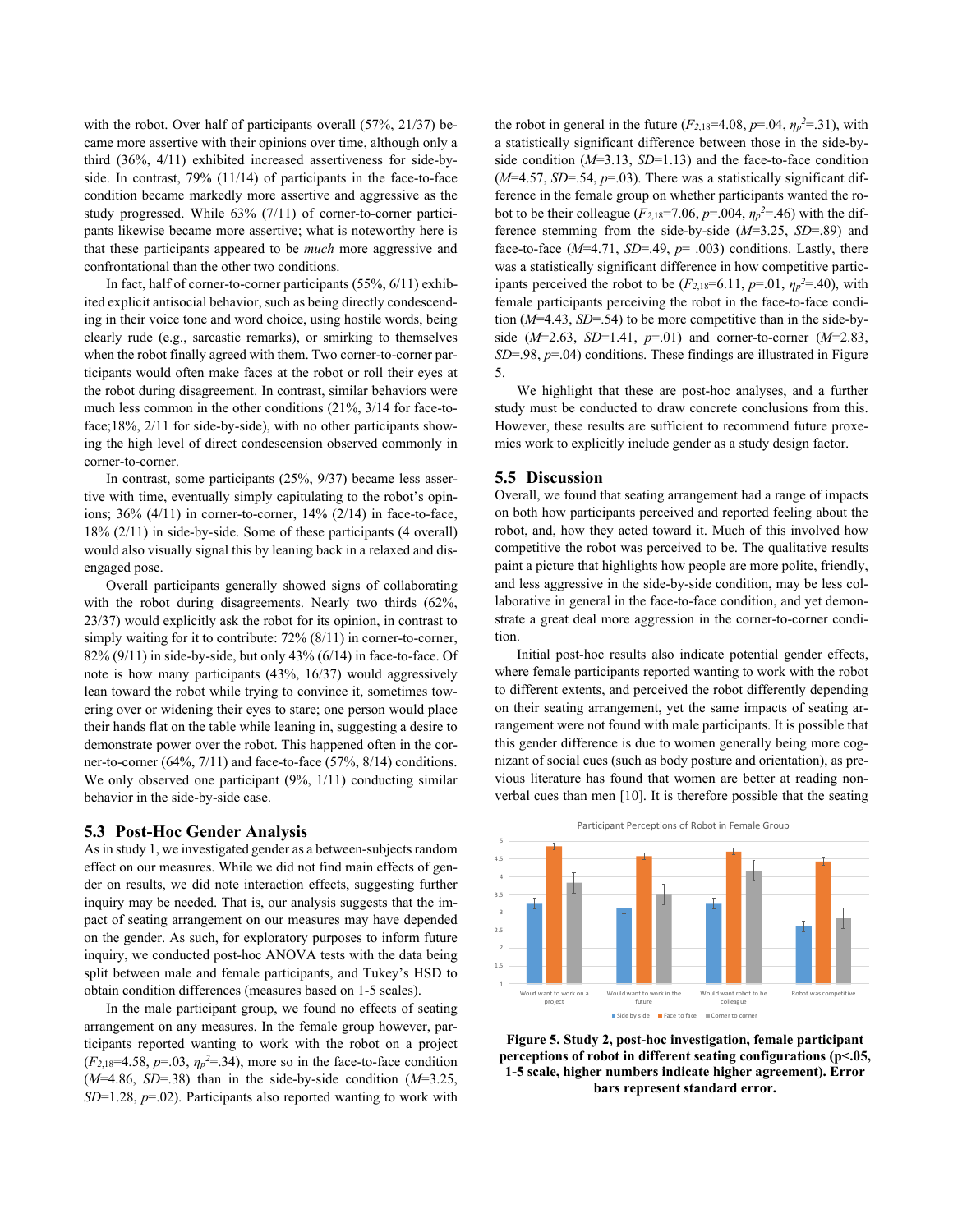with the robot. Over half of participants overall (57%, 21/37) became more assertive with their opinions over time, although only a third (36%, 4/11) exhibited increased assertiveness for side-by-side. In contrast, 79% (11/14) of participants in the face-to-face condition became markedly more assertive and aggressive as the study progressed. While 63% (7/11) of corner-to-corner participants likewise became more assertive; what is noteworthy here is that these participants appeared to be *much* more aggressive and confrontational than the other two conditions.

In fact, half of corner-to-corner participants (55%, 6/11) exhibited explicit antisocial behavior, such as being directly condescending in their voice tone and word choice, using hostile words, being clearly rude (e.g., sarcastic remarks), or smirking to themselves when the robot finally agreed with them. Two corner-to-corner participants would often make faces at the robot or roll their eyes at the robot during disagreement. In contrast, similar behaviors were much less common in the other conditions (21%, 3/14 for face-to-face;18%, 2/11 for side-by-side), with no other participants showing the high level of direct condescension observed commonly in corner-to-corner.

In contrast, some participants (25%, 9/37) became less assertive with time, eventually simply capitulating to the robot's opinions; 36% (4/11) in corner-to-corner, 14% (2/14) in face-to-face, 18% (2/11) in side-by-side. Some of these participants (4 overall) would also visually signal this by leaning back in a relaxed and disengaged pose.

Overall participants generally showed signs of collaborating with the robot during disagreements. Nearly two thirds (62%, 23/37) would explicitly ask the robot for its opinion, in contrast to simply waiting for it to contribute: 72% (8/11) in corner-to-corner, 82% (9/11) in side-by-side, but only 43% (6/14) in face-to-face. Of note is how many participants (43%, 16/37) would aggressively lean toward the robot while trying to convince it, sometimes towering over or widening their eyes to stare; one person would place their hands flat on the table while leaning in, suggesting a desire to demonstrate power over the robot. This happened often in the corner-to-corner (64%, 7/11) and face-to-face (57%, 8/14) conditions. We only observed one participant (9%, 1/11) conducting similar behavior in the side-by-side case.

## 5.3 Post-Hoc Gender Analysis

As in study 1, we investigated gender as a between-subjects random effect on our measures. While we did not find main effects of gender on results, we did note interaction effects, suggesting further inquiry may be needed. That is, our analysis suggests that the impact of seating arrangement on our measures may have depended on the gender. As such, for exploratory purposes to inform future inquiry, we conducted post-hoc ANOVA tests with the data being split between male and female participants, and Tukey's HSD to obtain condition differences (measures based on 1-5 scales).

In the male participant group, we found no effects of seating arrangement on any measures. In the female group however, participants reported wanting to work with the robot on a project ($F_{2,18}$=4.58, $p$=.03, $\eta_p^2$=.34), more so in the face-to-face condition ($M$=4.86, $SD$=.38) than in the side-by-side condition ($M$=3.25, $SD$=1.28, $p$=.02). Participants also reported wanting to work with the robot in general in the future ($F_{2,18}$=4.08, $p$=.04, $\eta_p^2$=.31), with a statistically significant difference between those in the side-by-side condition ($M$=3.13, $SD$=1.13) and the face-to-face condition ($M$=4.57, $SD$=.54, $p$=.03). There was a statistically significant difference in the female group on whether participants wanted the robot to be their colleague ($F_{2,18}$=7.06, $p$=.004, $\eta_p^2$=.46) with the difference stemming from the side-by-side ($M$=3.25, $SD$=.89) and face-to-face ($M$=4.71, $SD$=.49, $p$= .003) conditions. Lastly, there was a statistically significant difference in how competitive participants perceived the robot to be ($F_{2,18}$=6.11, $p$=.01, $\eta_p^2$=.40), with female participants perceiving the robot in the face-to-face condition ($M$=4.43, $SD$=.54) to be more competitive than in the side-by-side ($M$=2.63, $SD$=1.41, $p$=.01) and corner-to-corner ($M$=2.83, $SD$=.98, $p$=.04) conditions. These findings are illustrated in Figure 5.

We highlight that these are post-hoc analyses, and a further study must be conducted to draw concrete conclusions from this. However, these results are sufficient to recommend future proxemics work to explicitly include gender as a study design factor.

## 5.5 Discussion

Overall, we found that seating arrangement had a range of impacts on both how participants perceived and reported feeling about the robot, and, how they acted toward it. Much of this involved how competitive the robot was perceived to be. The qualitative results paint a picture that highlights how people are more polite, friendly, and less aggressive in the side-by-side condition, may be less collaborative in general in the face-to-face condition, and yet demonstrate a great deal more aggression in the corner-to-corner condition.

Initial post-hoc results also indicate potential gender effects, where female participants reported wanting to work with the robot to different extents, and perceived the robot differently depending on their seating arrangement, yet the same impacts of seating arrangement were not found with male participants. It is possible that this gender difference is due to women generally being more cognizant of social cues (such as body posture and orientation), as previous literature has found that women are better at reading nonverbal cues than men [10]. It is therefore possible that the seating

**Figure 5. Study 2, post-hoc investigation, female participant perceptions of robot in different seating configurations (p<.05, 1-5 scale, higher numbers indicate higher agreement). Error bars represent standard error.**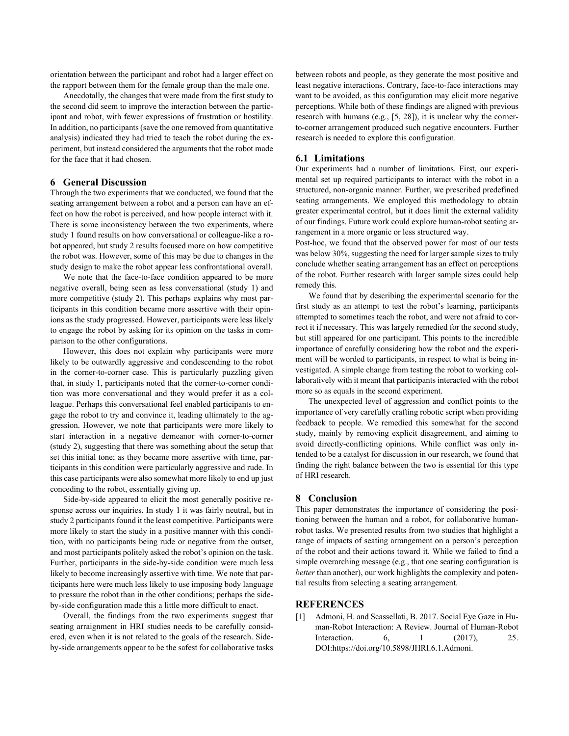orientation between the participant and robot had a larger effect on the rapport between them for the female group than the male one.

Anecdotally, the changes that were made from the first study to the second did seem to improve the interaction between the participant and robot, with fewer expressions of frustration or hostility. In addition, no participants (save the one removed from quantitative analysis) indicated they had tried to teach the robot during the experiment, but instead considered the arguments that the robot made for the face that it had chosen.

## 6 General Discussion

Through the two experiments that we conducted, we found that the seating arrangement between a robot and a person can have an effect on how the robot is perceived, and how people interact with it. There is some inconsistency between the two experiments, where study 1 found results on how conversational or colleague-like a robot appeared, but study 2 results focused more on how competitive the robot was. However, some of this may be due to changes in the study design to make the robot appear less confrontational overall.

We note that the face-to-face condition appeared to be more negative overall, being seen as less conversational (study 1) and more competitive (study 2). This perhaps explains why most participants in this condition became more assertive with their opinions as the study progressed. However, participants were less likely to engage the robot by asking for its opinion on the tasks in comparison to the other configurations.

However, this does not explain why participants were more likely to be outwardly aggressive and condescending to the robot in the corner-to-corner case. This is particularly puzzling given that, in study 1, participants noted that the corner-to-corner condition was more conversational and they would prefer it as a colleague. Perhaps this conversational feel enabled participants to engage the robot to try and convince it, leading ultimately to the aggression. However, we note that participants were more likely to start interaction in a negative demeanor with corner-to-corner (study 2), suggesting that there was something about the setup that set this initial tone; as they became more assertive with time, participants in this condition were particularly aggressive and rude. In this case participants were also somewhat more likely to end up just conceding to the robot, essentially giving up.

Side-by-side appeared to elicit the most generally positive response across our inquiries. In study 1 it was fairly neutral, but in study 2 participants found it the least competitive. Participants were more likely to start the study in a positive manner with this condition, with no participants being rude or negative from the outset, and most participants politely asked the robot's opinion on the task. Further, participants in the side-by-side condition were much less likely to become increasingly assertive with time. We note that participants here were much less likely to use imposing body language to pressure the robot than in the other conditions; perhaps the side-by-side configuration made this a little more difficult to enact.

Overall, the findings from the two experiments suggest that seating arraignment in HRI studies needs to be carefully considered, even when it is not related to the goals of the research. Side-by-side arrangements appear to be the safest for collaborative tasks between robots and people, as they generate the most positive and least negative interactions. Contrary, face-to-face interactions may want to be avoided, as this configuration may elicit more negative perceptions. While both of these findings are aligned with previous research with humans (e.g., [5, 28]), it is unclear why the corner-to-corner arrangement produced such negative encounters. Further research is needed to explore this configuration.

### 6.1 Limitations

Our experiments had a number of limitations. First, our experimental set up required participants to interact with the robot in a structured, non-organic manner. Further, we prescribed predefined seating arrangements. We employed this methodology to obtain greater experimental control, but it does limit the external validity of our findings. Future work could explore human-robot seating arrangement in a more organic or less structured way.

Post-hoc, we found that the observed power for most of our tests was below 30%, suggesting the need for larger sample sizes to truly conclude whether seating arrangement has an effect on perceptions of the robot. Further research with larger sample sizes could help remedy this.

We found that by describing the experimental scenario for the first study as an attempt to test the robot's learning, participants attempted to sometimes teach the robot, and were not afraid to correct it if necessary. This was largely remedied for the second study, but still appeared for one participant. This points to the incredible importance of carefully considering how the robot and the experiment will be worded to participants, in respect to what is being investigated. A simple change from testing the robot to working collaboratively with it meant that participants interacted with the robot more so as equals in the second experiment.

The unexpected level of aggression and conflict points to the importance of very carefully crafting robotic script when providing feedback to people. We remedied this somewhat for the second study, mainly by removing explicit disagreement, and aiming to avoid directly-conflicting opinions. While conflict was only intended to be a catalyst for discussion in our research, we found that finding the right balance between the two is essential for this type of HRI research.

## 8 Conclusion

This paper demonstrates the importance of considering the positioning between the human and a robot, for collaborative human-robot tasks. We presented results from two studies that highlight a range of impacts of seating arrangement on a person's perception of the robot and their actions toward it. While we failed to find a simple overarching message (e.g., that one seating configuration is *better* than another), our work highlights the complexity and potential results from selecting a seating arrangement.

## REFERENCES

[1] Admoni, H. and Scassellati, B. 2017. Social Eye Gaze in Human-Robot Interaction: A Review. Journal of Human-Robot Interaction. 6, 1 (2017), 25. DOI:https://doi.org/10.5898/JHRI.6.1.Admoni.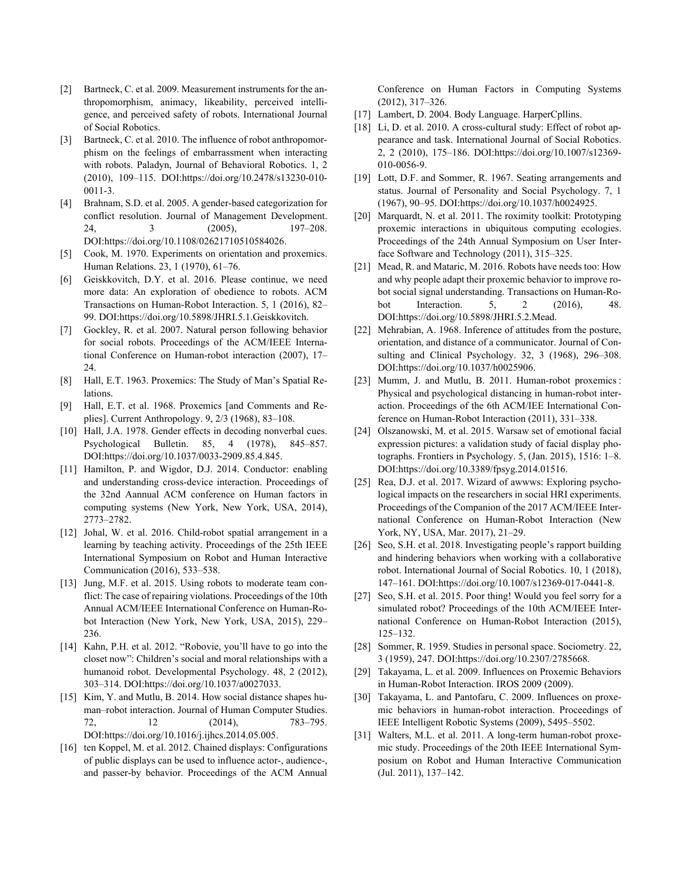[2] Bartneck, C. et al. 2009. Measurement instruments for the anthropomorphism, animacy, likeability, perceived intelligence, and perceived safety of robots. International Journal of Social Robotics.

[3] Bartneck, C. et al. 2010. The influence of robot anthropomorphism on the feelings of embarrassment when interacting with robots. Paladyn, Journal of Behavioral Robotics. 1, 2 (2010), 109–115. DOI:https://doi.org/10.2478/s13230-010-0011-3.

[4] Brahnam, S.D. et al. 2005. A gender-based categorization for conflict resolution. Journal of Management Development. 24, 3 (2005), 197–208. DOI:https://doi.org/10.1108/02621710510584026.

[5] Cook, M. 1970. Experiments on orientation and proxemics. Human Relations. 23, 1 (1970), 61–76.

[6] Geiskkovitch, D.Y. et al. 2016. Please continue, we need more data: An exploration of obedience to robots. ACM Transactions on Human-Robot Interaction. 5, 1 (2016), 82–99. DOI:https://doi.org/10.5898/JHRI.5.1.Geiskkovitch.

[7] Gockley, R. et al. 2007. Natural person following behavior for social robots. Proceedings of the ACM/IEEE International Conference on Human-robot interaction (2007), 17–24.

[8] Hall, E.T. 1963. Proxemics: The Study of Man's Spatial Relations.

[9] Hall, E.T. et al. 1968. Proxemics [and Comments and Replies]. Current Anthropology. 9, 2/3 (1968), 83–108.

[10] Hall, J.A. 1978. Gender effects in decoding nonverbal cues. Psychological Bulletin. 85, 4 (1978), 845–857. DOI:https://doi.org/10.1037/0033-2909.85.4.845.

[11] Hamilton, P. and Wigdor, D.J. 2014. Conductor: enabling and understanding cross-device interaction. Proceedings of the 32nd Aannual ACM conference on Human factors in computing systems (New York, New York, USA, 2014), 2773–2782.

[12] Johal, W. et al. 2016. Child-robot spatial arrangement in a learning by teaching activity. Proceedings of the 25th IEEE International Symposium on Robot and Human Interactive Communication (2016), 533–538.

[13] Jung, M.F. et al. 2015. Using robots to moderate team conflict: The case of repairing violations. Proceedings of the 10th Annual ACM/IEEE International Conference on Human-Robot Interaction (New York, New York, USA, 2015), 229–236.

[14] Kahn, P.H. et al. 2012. "Robovie, you'll have to go into the closet now": Children's social and moral relationships with a humanoid robot. Developmental Psychology. 48, 2 (2012), 303–314. DOI:https://doi.org/10.1037/a0027033.

[15] Kim, Y. and Mutlu, B. 2014. How social distance shapes human–robot interaction. Journal of Human Computer Studies. 72, 12 (2014), 783–795. DOI:https://doi.org/10.1016/j.ijhcs.2014.05.005.

[16] ten Koppel, M. et al. 2012. Chained displays: Configurations of public displays can be used to influence actor-, audience-, and passer-by behavior. Proceedings of the ACM Annual Conference on Human Factors in Computing Systems (2012), 317–326.

[17] Lambert, D. 2004. Body Language. HarperCpllins.

[18] Li, D. et al. 2010. A cross-cultural study: Effect of robot appearance and task. International Journal of Social Robotics. 2, 2 (2010), 175–186. DOI:https://doi.org/10.1007/s12369-010-0056-9.

[19] Lott, D.F. and Sommer, R. 1967. Seating arrangements and status. Journal of Personality and Social Psychology. 7, 1 (1967), 90–95. DOI:https://doi.org/10.1037/h0024925.

[20] Marquardt, N. et al. 2011. The roximity toolkit: Prototyping proxemic interactions in ubiquitous computing ecologies. Proceedings of the 24th Annual Symposium on User Interface Software and Technology (2011), 315–325.

[21] Mead, R. and Mataric, M. 2016. Robots have needs too: How and why people adapt their proxemic behavior to improve robot social signal understanding. Transactions on Human-Robot Interaction. 5, 2 (2016), 48. DOI:https://doi.org/10.5898/JHRI.5.2.Mead.

[22] Mehrabian, A. 1968. Inference of attitudes from the posture, orientation, and distance of a communicator. Journal of Consulting and Clinical Psychology. 32, 3 (1968), 296–308. DOI:https://doi.org/10.1037/h0025906.

[23] Mumm, J. and Mutlu, B. 2011. Human-robot proxemics : Physical and psychological distancing in human-robot interaction. Proceedings of the 6th ACM/IEE International Conference on Human-Robot Interaction (2011), 331–338.

[24] Olszanowski, M. et al. 2015. Warsaw set of emotional facial expression pictures: a validation study of facial display photographs. Frontiers in Psychology. 5, (Jan. 2015), 1516: 1–8. DOI:https://doi.org/10.3389/fpsyg.2014.01516.

[25] Rea, D.J. et al. 2017. Wizard of awwws: Exploring psychological impacts on the researchers in social HRI experiments. Proceedings of the Companion of the 2017 ACM/IEEE International Conference on Human-Robot Interaction (New York, NY, USA, Mar. 2017), 21–29.

[26] Seo, S.H. et al. 2018. Investigating people's rapport building and hindering behaviors when working with a collaborative robot. International Journal of Social Robotics. 10, 1 (2018), 147–161. DOI:https://doi.org/10.1007/s12369-017-0441-8.

[27] Seo, S.H. et al. 2015. Poor thing! Would you feel sorry for a simulated robot? Proceedings of the 10th ACM/IEEE International Conference on Human-Robot Interaction (2015), 125–132.

[28] Sommer, R. 1959. Studies in personal space. Sociometry. 22, 3 (1959), 247. DOI:https://doi.org/10.2307/2785668.

[29] Takayama, L. et al. 2009. Influences on Proxemic Behaviors in Human-Robot Interaction. IROS 2009 (2009).

[30] Takayama, L. and Pantofaru, C. 2009. Influences on proxemic behaviors in human-robot interaction. Proceedings of IEEE Intelligent Robotic Systems (2009), 5495–5502.

[31] Walters, M.L. et al. 2011. A long-term human-robot proxemic study. Proceedings of the 20th IEEE International Symposium on Robot and Human Interactive Communication (Jul. 2011), 137–142.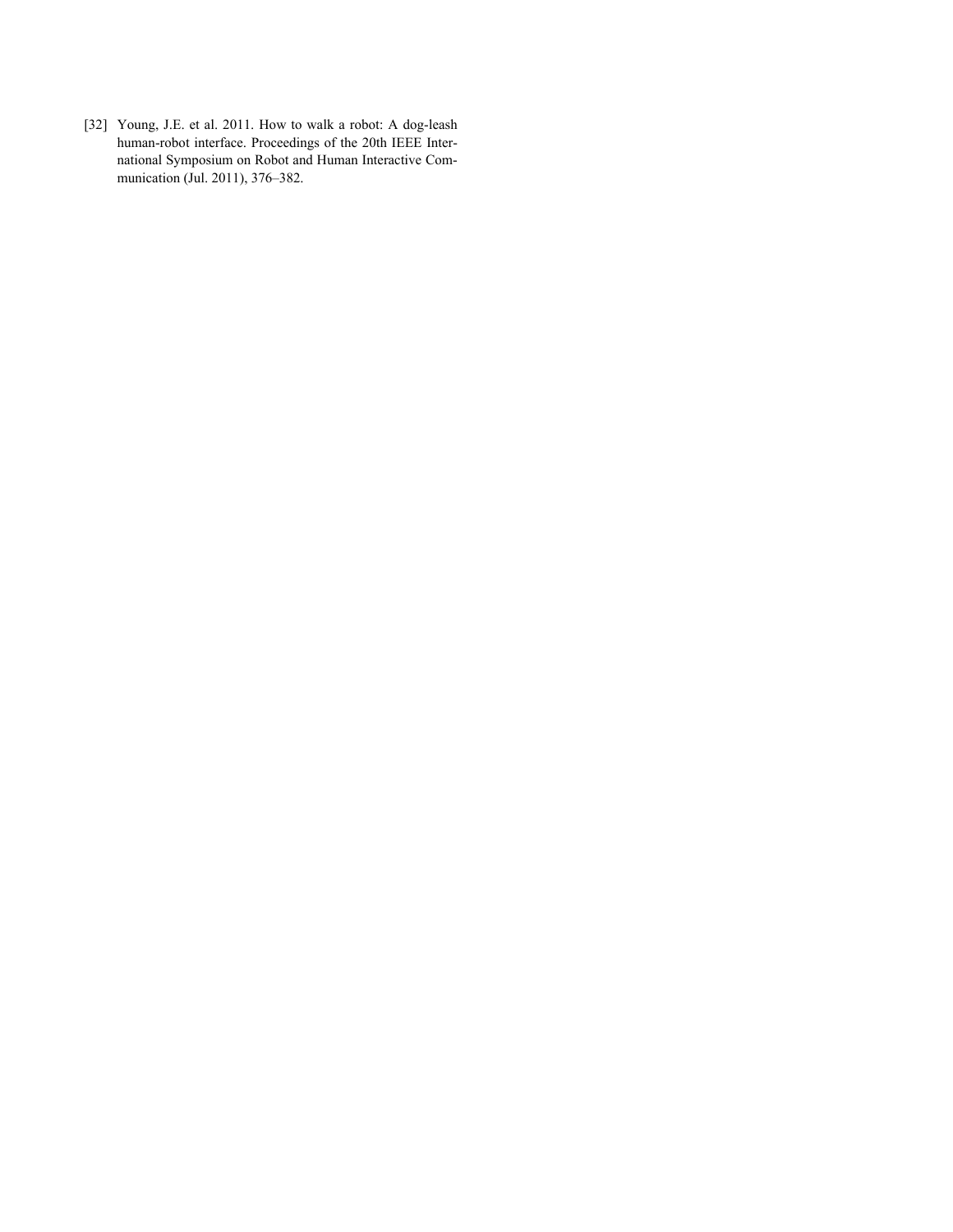[32] Young, J.E. et al. 2011. How to walk a robot: A dog-leash human-robot interface. Proceedings of the 20th IEEE International Symposium on Robot and Human Interactive Communication (Jul. 2011), 376–382.